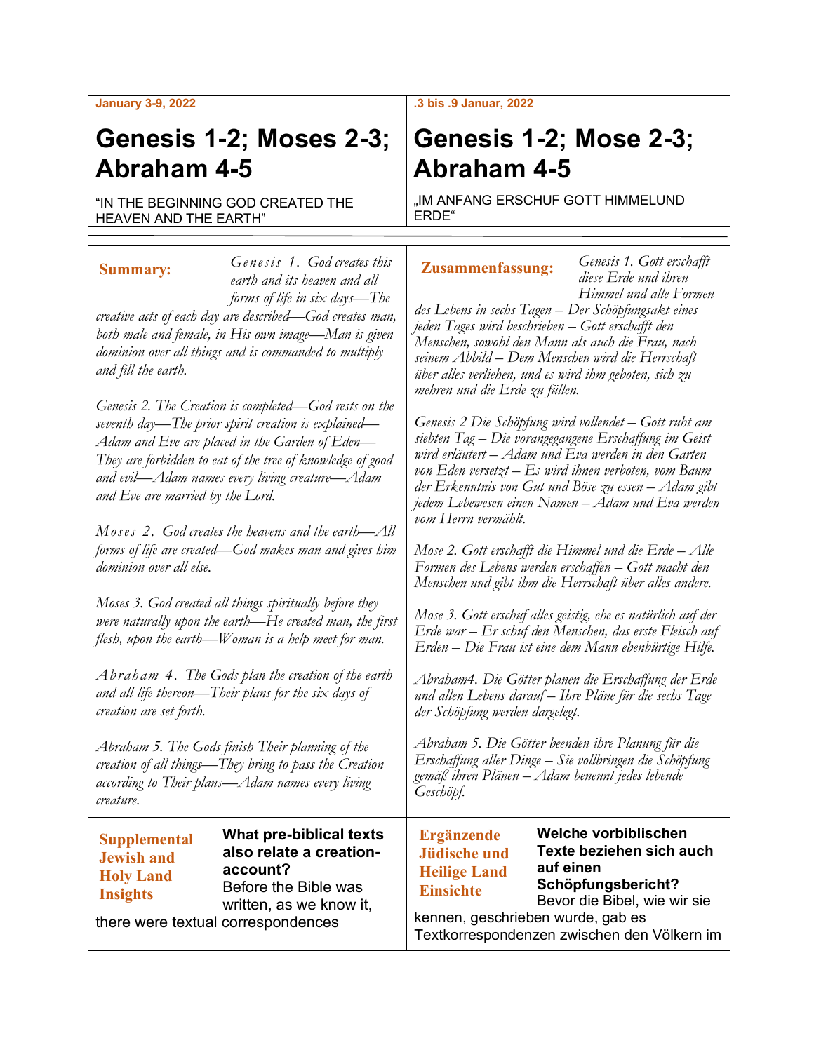January 3-9, 2022

# Genesis 1-2; Moses 2-3; Abraham 4-5

"IN THE BEGINNING GOD CREATED THE HEAVEN AND THE EARTH"

**Summary:** *Genesis 1. God creates this earth and its heaven and all forms of life in six days—The creative acts of each day are described—God creates man, both male and female, in His own image—Man is given dominion over all things and is commanded to multiply and fill the earth.*

*Genesis 2. The Creation is completed—God rests on the seventh day—The prior spirit creation is explained—Adam and Eve are placed in the Garden of Eden—They are forbidden to eat of the tree of knowledge of good and evil—Adam names every living creature—Adam and Eve are married by the Lord.*

*Moses 2. God creates the heavens and the earth—All forms of life are created—God makes man and gives him dominion over all else.*

*Moses 3. God created all things spiritually before they were naturally upon the earth—He created man, the first flesh, upon the earth—Woman is a help meet for man.*

*Abraham 4. The Gods plan the creation of the earth and all life thereon—Their plans for the six days of creation are set forth.*

*Abraham 5. The Gods finish Their planning of the creation of all things—They bring to pass the Creation according to Their plans—Adam names every living creature.*

**Supplemental Jewish and Holy Land Insights**

**What pre-biblical texts also relate a creation-account?**

Before the Bible was written, as we know it, there were textual correspondences

---

.3 bis .9 Januar, 2022

# Genesis 1-2; Mose 2-3; Abraham 4-5

„IM ANFANG ERSCHUF GOTT HIMMELUND ERDE"

**Zusammenfassung:** *Genesis 1. Gott erschafft diese Erde und ihren Himmel und alle Formen des Lebens in sechs Tagen – Der Schöpfungsakt eines jeden Tages wird beschrieben – Gott erschafft den Menschen, sowohl den Mann als auch die Frau, nach seinem Abbild – Dem Menschen wird die Herrschaft über alles verliehen, und es wird ihm geboten, sich zu mehren und die Erde zu füllen.*

*Genesis 2 Die Schöpfung wird vollendet – Gott ruht am siebten Tag – Die vorangegangene Erschaffung im Geist wird erläutert – Adam und Eva werden in den Garten von Eden versetzt – Es wird ihnen verboten, vom Baum der Erkenntnis von Gut und Böse zu essen – Adam gibt jedem Lebewesen einen Namen – Adam und Eva werden vom Herrn vermählt.*

*Mose 2. Gott erschafft die Himmel und die Erde – Alle Formen des Lebens werden erschaffen – Gott macht den Menschen und gibt ihm die Herrschaft über alles andere.*

*Mose 3. Gott erschuf alles geistig, ehe es natürlich auf der Erde war – Er schuf den Menschen, das erste Fleisch auf Erden – Die Frau ist eine dem Mann ebenbürtige Hilfe.*

*Abraham4. Die Götter planen die Erschaffung der Erde und allen Lebens darauf – Ihre Pläne für die sechs Tage der Schöpfung werden dargelegt.*

*Abraham 5. Die Götter beenden ihre Planung für die Erschaffung aller Dinge – Sie vollbringen die Schöpfung gemäß ihren Plänen – Adam benennt jedes lebende Geschöpf.*

**Ergänzende Jüdische und Heilige Land Einsichte**

**Welche vorbiblischen Texte beziehen sich auch auf einen Schöpfungsbericht?**

Bevor die Bibel, wie wir sie kennen, geschrieben wurde, gab es Textkorrespondenzen zwischen den Völkern im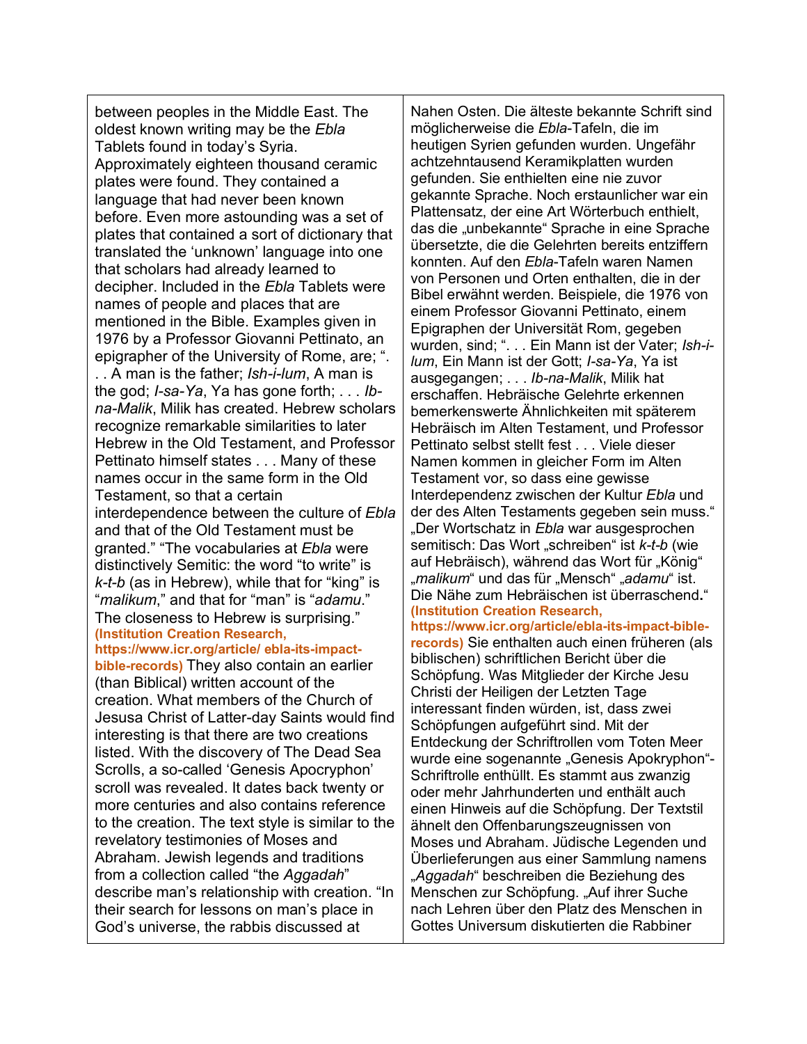| | |
|---|---|
| between peoples in the Middle East. The oldest known writing may be the *Ebla* Tablets found in today's Syria. Approximately eighteen thousand ceramic plates were found. They contained a language that had never been known before. Even more astounding was a set of plates that contained a sort of dictionary that translated the 'unknown' language into one that scholars had already learned to decipher. Included in the *Ebla* Tablets were names of people and places that are mentioned in the Bible. Examples given in 1976 by a Professor Giovanni Pettinato, an epigrapher of the University of Rome, are; ". . . A man is the father; *Ish-i-lum*, A man is the god; *I-sa-Ya*, Ya has gone forth; . . . *Ib-na-Malik*, Milik has created. Hebrew scholars recognize remarkable similarities to later Hebrew in the Old Testament, and Professor Pettinato himself states . . . Many of these names occur in the same form in the Old Testament, so that a certain interdependence between the culture of *Ebla* and that of the Old Testament must be granted." "The vocabularies at *Ebla* were distinctively Semitic: the word "to write" is *k-t-b* (as in Hebrew), while that for "king" is "*malikum*," and that for "man" is "*adamu*." The closeness to Hebrew is surprising." **(Institution Creation Research, https://www.icr.org/article/ ebla-its-impact-bible-records)** They also contain an earlier (than Biblical) written account of the creation. What members of the Church of Jesusa Christ of Latter-day Saints would find interesting is that there are two creations listed. With the discovery of The Dead Sea Scrolls, a so-called 'Genesis Apocryphon' scroll was revealed. It dates back twenty or more centuries and also contains reference to the creation. The text style is similar to the revelatory testimonies of Moses and Abraham. Jewish legends and traditions from a collection called "the *Aggadah*" describe man's relationship with creation. "In their search for lessons on man's place in God's universe, the rabbis discussed at | Nahen Osten. Die älteste bekannte Schrift sind möglicherweise die *Ebla*-Tafeln, die im heutigen Syrien gefunden wurden. Ungefähr achtzehntausend Keramikplatten wurden gefunden. Sie enthielten eine nie zuvor gekannte Sprache. Noch erstaunlicher war ein Plattensatz, der eine Art Wörterbuch enthielt, das die „unbekannte" Sprache in eine Sprache übersetzte, die die Gelehrten bereits entziffern konnten. Auf den *Ebla*-Tafeln waren Namen von Personen und Orten enthalten, die in der Bibel erwähnt werden. Beispiele, die 1976 von einem Professor Giovanni Pettinato, einem Epigraphen der Universität Rom, gegeben wurden, sind; ". . . Ein Mann ist der Vater; *Ish-i-lum*, Ein Mann ist der Gott; *I-sa-Ya*, Ya ist ausgegangen; . . . *Ib-na-Malik*, Milik hat erschaffen. Hebräische Gelehrte erkennen bemerkenswerte Ähnlichkeiten mit späterem Hebräisch im Alten Testament, und Professor Pettinato selbst stellt fest . . . Viele dieser Namen kommen in gleicher Form im Alten Testament vor, so dass eine gewisse Interdependenz zwischen der Kultur *Ebla* und der des Alten Testaments gegeben sein muss." „Der Wortschatz in *Ebla* war ausgesprochen semitisch: Das Wort „schreiben" ist *k-t-b* (wie auf Hebräisch), während das Wort für „König" „*malikum*" und das für „Mensch" „*adamu*" ist. Die Nähe zum Hebräischen ist überraschend." **(Institution Creation Research, https://www.icr.org/article/ebla-its-impact-bible-records)** Sie enthalten auch einen früheren (als biblischen) schriftlichen Bericht über die Schöpfung. Was Mitglieder der Kirche Jesu Christi der Heiligen der Letzten Tage interessant finden würden, ist, dass zwei Schöpfungen aufgeführt sind. Mit der Entdeckung der Schriftrollen vom Toten Meer wurde eine sogenannte „Genesis Apokryphon"-Schriftrolle enthüllt. Es stammt aus zwanzig oder mehr Jahrhunderten und enthält auch einen Hinweis auf die Schöpfung. Der Textstil ähnelt den Offenbarungszeugnissen von Moses und Abraham. Jüdische Legenden und Überlieferungen aus einer Sammlung namens „*Aggadah*" beschreiben die Beziehung des Menschen zur Schöpfung. „Auf ihrer Suche nach Lehren über den Platz des Menschen in Gottes Universum diskutierten die Rabbiner |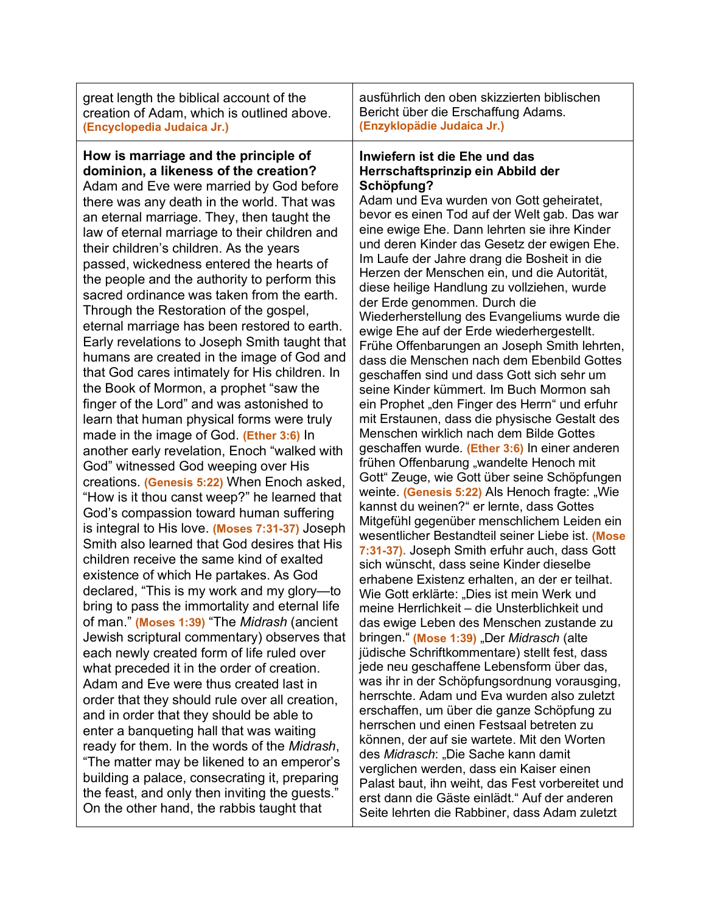| | |
|---|---|
| great length the biblical account of the creation of Adam, which is outlined above. **(Encyclopedia Judaica Jr.)** | ausführlich den oben skizzierten biblischen Bericht über die Erschaffung Adams. **(Enzyklopädie Judaica Jr.)** |
| **How is marriage and the principle of dominion, a likeness of the creation?** Adam and Eve were married by God before there was any death in the world. That was an eternal marriage. They, then taught the law of eternal marriage to their children and their children's children. As the years passed, wickedness entered the hearts of the people and the authority to perform this sacred ordinance was taken from the earth. Through the Restoration of the gospel, eternal marriage has been restored to earth. Early revelations to Joseph Smith taught that humans are created in the image of God and that God cares intimately for His children. In the Book of Mormon, a prophet "saw the finger of the Lord" and was astonished to learn that human physical forms were truly made in the image of God. **(Ether 3:6)** In another early revelation, Enoch "walked with God" witnessed God weeping over His creations. **(Genesis 5:22)** When Enoch asked, "How is it thou canst weep?" he learned that God's compassion toward human suffering is integral to His love. **(Moses 7:31-37)** Joseph Smith also learned that God desires that His children receive the same kind of exalted existence of which He partakes. As God declared, "This is my work and my glory—to bring to pass the immortality and eternal life of man." **(Moses 1:39)** "The *Midrash* (ancient Jewish scriptural commentary) observes that each newly created form of life ruled over what preceded it in the order of creation. Adam and Eve were thus created last in order that they should rule over all creation, and in order that they should be able to enter a banqueting hall that was waiting ready for them. In the words of the *Midrash*, "The matter may be likened to an emperor's building a palace, consecrating it, preparing the feast, and only then inviting the guests." On the other hand, the rabbis taught that | **Inwiefern ist die Ehe und das Herrschaftsprinzip ein Abbild der Schöpfung?** Adam und Eva wurden von Gott geheiratet, bevor es einen Tod auf der Welt gab. Das war eine ewige Ehe. Dann lehrten sie ihre Kinder und deren Kinder das Gesetz der ewigen Ehe. Im Laufe der Jahre drang die Bosheit in die Herzen der Menschen ein, und die Autorität, diese heilige Handlung zu vollziehen, wurde der Erde genommen. Durch die Wiederherstellung des Evangeliums wurde die ewige Ehe auf der Erde wiederhergestellt. Frühe Offenbarungen an Joseph Smith lehrten, dass die Menschen nach dem Ebenbild Gottes geschaffen sind und dass Gott sich sehr um seine Kinder kümmert. Im Buch Mormon sah ein Prophet „den Finger des Herrn" und erfuhr mit Erstaunen, dass die physische Gestalt des Menschen wirklich nach dem Bilde Gottes geschaffen wurde. **(Ether 3:6)** In einer anderen frühen Offenbarung „wandelte Henoch mit Gott" Zeuge, wie Gott über seine Schöpfungen weinte. **(Genesis 5:22)** Als Henoch fragte: „Wie kannst du weinen?" er lernte, dass Gottes Mitgefühl gegenüber menschlichem Leiden ein wesentlicher Bestandteil seiner Liebe ist. **(Mose 7:31-37).** Joseph Smith erfuhr auch, dass Gott sich wünscht, dass seine Kinder dieselbe erhabene Existenz erhalten, an der er teilhat. Wie Gott erklärte: „Dies ist mein Werk und meine Herrlichkeit – die Unsterblichkeit und das ewige Leben des Menschen zustande zu bringen." **(Mose 1:39)** „Der *Midrasch* (alte jüdische Schriftkommentare) stellt fest, dass jede neu geschaffene Lebensform über das, was ihr in der Schöpfungsordnung vorausging, herrschte. Adam und Eva wurden also zuletzt erschaffen, um über die ganze Schöpfung zu herrschen und einen Festsaal betreten zu können, der auf sie wartete. Mit den Worten des *Midrasch*: „Die Sache kann damit verglichen werden, dass ein Kaiser einen Palast baut, ihn weiht, das Fest vorbereitet und erst dann die Gäste einlädt." Auf der anderen Seite lehrten die Rabbiner, dass Adam zuletzt |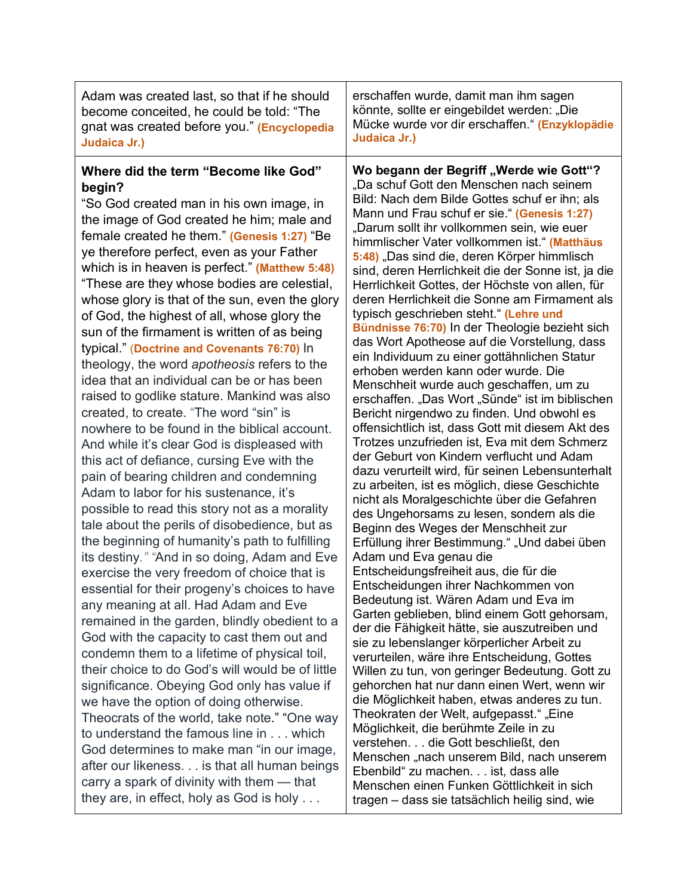| | |
|---|---|
| Adam was created last, so that if he should become conceited, he could be told: "The gnat was created before you." **(Encyclopedia Judaica Jr.)** | erschaffen wurde, damit man ihm sagen könnte, sollte er eingebildet werden: „Die Mücke wurde vor dir erschaffen." **(Enzyklopädie Judaica Jr.)** |
| **Where did the term "Become like God" begin?**<br>"So God created man in his own image, in the image of God created he him; male and female created he them." **(Genesis 1:27)** "Be ye therefore perfect, even as your Father which is in heaven is perfect." **(Matthew 5:48)** "These are they whose bodies are celestial, whose glory is that of the sun, even the glory of God, the highest of all, whose glory the sun of the firmament is written of as being typical." **(Doctrine and Covenants 76:70)** In theology, the word *apotheosis* refers to the idea that an individual can be or has been raised to godlike stature. Mankind was also created, to create. "The word "sin" is nowhere to be found in the biblical account. And while it's clear God is displeased with this act of defiance, cursing Eve with the pain of bearing children and condemning Adam to labor for his sustenance, it's possible to read this story not as a morality tale about the perils of disobedience, but as the beginning of humanity's path to fulfilling its destiny." "And in so doing, Adam and Eve exercise the very freedom of choice that is essential for their progeny's choices to have any meaning at all. Had Adam and Eve remained in the garden, blindly obedient to a God with the capacity to cast them out and condemn them to a lifetime of physical toil, their choice to do God's will would be of little significance. Obeying God only has value if we have the option of doing otherwise. Theocrats of the world, take note." "One way to understand the famous line in . . . which God determines to make man "in our image, after our likeness. . . is that all human beings carry a spark of divinity with them — that they are, in effect, holy as God is holy . . . | **Wo begann der Begriff „Werde wie Gott"?**<br>„Da schuf Gott den Menschen nach seinem Bild: Nach dem Bilde Gottes schuf er ihn; als Mann und Frau schuf er sie." **(Genesis 1:27)** „Darum sollt ihr vollkommen sein, wie euer himmlischer Vater vollkommen ist." **(Matthäus 5:48)** „Das sind die, deren Körper himmlisch sind, deren Herrlichkeit die der Sonne ist, ja die Herrlichkeit Gottes, der Höchste von allen, für deren Herrlichkeit die Sonne am Firmament als typisch geschrieben steht." **(Lehre und Bündnisse 76:70)** In der Theologie bezieht sich das Wort Apotheose auf die Vorstellung, dass ein Individuum zu einer gottähnlichen Statur erhoben werden kann oder wurde. Die Menschheit wurde auch geschaffen, um zu erschaffen. „Das Wort „Sünde" ist im biblischen Bericht nirgendwo zu finden. Und obwohl es offensichtlich ist, dass Gott mit diesem Akt des Trotzes unzufrieden ist, Eva mit dem Schmerz der Geburt von Kindern verflucht und Adam dazu verurteilt wird, für seinen Lebensunterhalt zu arbeiten, ist es möglich, diese Geschichte nicht als Moralgeschichte über die Gefahren des Ungehorsams zu lesen, sondern als die Beginn des Weges der Menschheit zur Erfüllung ihrer Bestimmung." „Und dabei üben Adam und Eva genau die Entscheidungsfreiheit aus, die für die Entscheidungen ihrer Nachkommen von Bedeutung ist. Wären Adam und Eva im Garten geblieben, blind einem Gott gehorsam, der die Fähigkeit hätte, sie auszutreiben und sie zu lebenslanger körperlicher Arbeit zu verurteilen, wäre ihre Entscheidung, Gottes Willen zu tun, von geringer Bedeutung. Gott zu gehorchen hat nur dann einen Wert, wenn wir die Möglichkeit haben, etwas anderes zu tun. Theokraten der Welt, aufgepasst." „Eine Möglichkeit, die berühmte Zeile in zu verstehen. . . die Gott beschließt, den Menschen „nach unserem Bild, nach unserem Ebenbild" zu machen. . . ist, dass alle Menschen einen Funken Göttlichkeit in sich tragen – dass sie tatsächlich heilig sind, wie |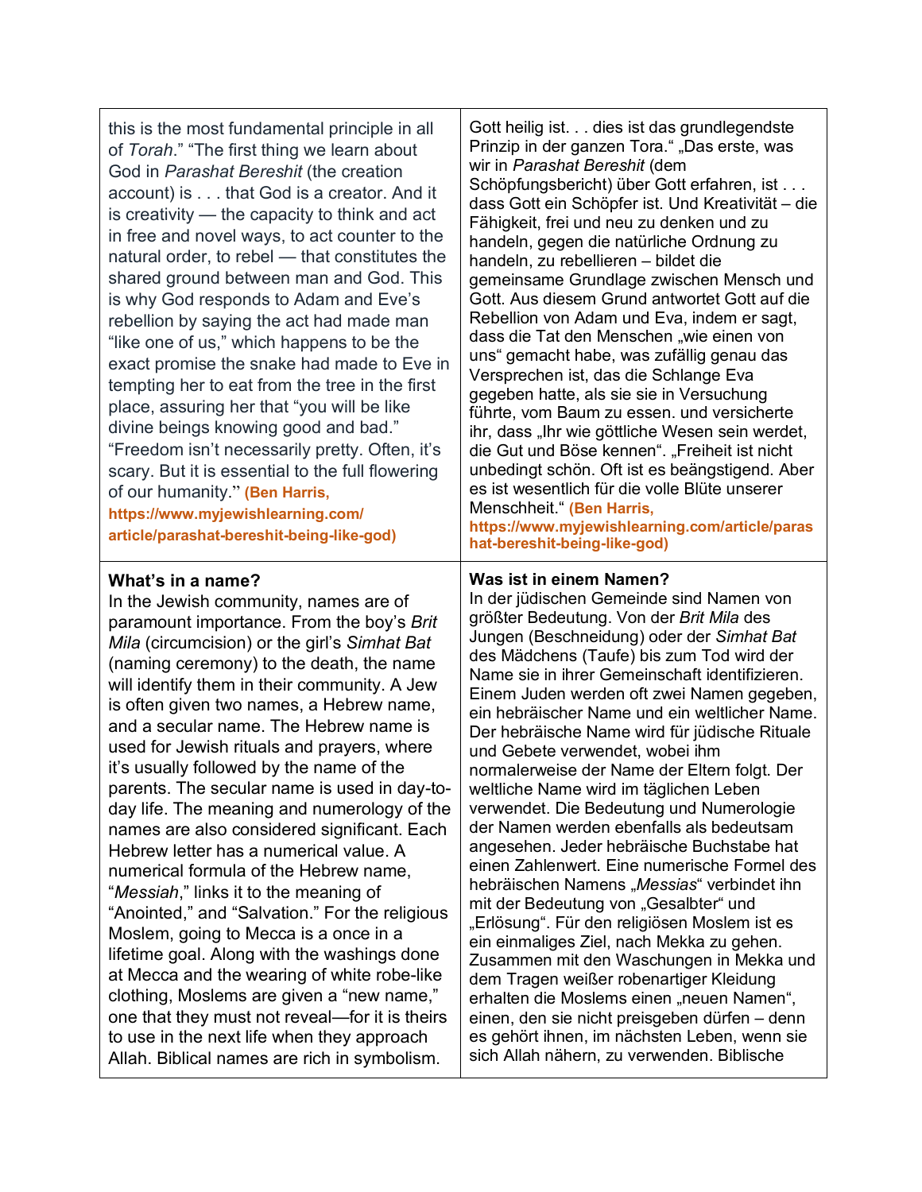| | |
|---|---|
| this is the most fundamental principle in all of *Torah*." "The first thing we learn about God in *Parashat Bereshit* (the creation account) is . . . that God is a creator. And it is creativity — the capacity to think and act in free and novel ways, to act counter to the natural order, to rebel — that constitutes the shared ground between man and God. This is why God responds to Adam and Eve's rebellion by saying the act had made man "like one of us," which happens to be the exact promise the snake had made to Eve in tempting her to eat from the tree in the first place, assuring her that "you will be like divine beings knowing good and bad." "Freedom isn't necessarily pretty. Often, it's scary. But it is essential to the full flowering of our humanity." **(Ben Harris, https://www.myjewishlearning.com/article/parashat-bereshit-being-like-god)** | Gott heilig ist. . . dies ist das grundlegendste Prinzip in der ganzen Tora." „Das erste, was wir in *Parashat Bereshit* (dem Schöpfungsbericht) über Gott erfahren, ist . . . dass Gott ein Schöpfer ist. Und Kreativität – die Fähigkeit, frei und neu zu denken und zu handeln, gegen die natürliche Ordnung zu handeln, zu rebellieren – bildet die gemeinsame Grundlage zwischen Mensch und Gott. Aus diesem Grund antwortet Gott auf die Rebellion von Adam und Eva, indem er sagt, dass die Tat den Menschen „wie einen von uns" gemacht habe, was zufällig genau das Versprechen ist, das die Schlange Eva gegeben hatte, als sie sie in Versuchung führte, vom Baum zu essen. und versicherte ihr, dass „Ihr wie göttliche Wesen sein werdet, die Gut und Böse kennen". „Freiheit ist nicht unbedingt schön. Oft ist es beängstigend. Aber es ist wesentlich für die volle Blüte unserer Menschheit." **(Ben Harris, https://www.myjewishlearning.com/article/parashat-bereshit-being-like-god)** |
| **What's in a name?**<br>In the Jewish community, names are of paramount importance. From the boy's *Brit Mila* (circumcision) or the girl's *Simhat Bat* (naming ceremony) to the death, the name will identify them in their community. A Jew is often given two names, a Hebrew name, and a secular name. The Hebrew name is used for Jewish rituals and prayers, where it's usually followed by the name of the parents. The secular name is used in day-to-day life. The meaning and numerology of the names are also considered significant. Each Hebrew letter has a numerical value. A numerical formula of the Hebrew name, "*Messiah*," links it to the meaning of "Anointed," and "Salvation." For the religious Moslem, going to Mecca is a once in a lifetime goal. Along with the washings done at Mecca and the wearing of white robe-like clothing, Moslems are given a "new name," one that they must not reveal—for it is theirs to use in the next life when they approach Allah. Biblical names are rich in symbolism. | **Was ist in einem Namen?**<br>In der jüdischen Gemeinde sind Namen von größter Bedeutung. Von der *Brit Mila* des Jungen (Beschneidung) oder der *Simhat Bat* des Mädchens (Taufe) bis zum Tod wird der Name sie in ihrer Gemeinschaft identifizieren. Einem Juden werden oft zwei Namen gegeben, ein hebräischer Name und ein weltlicher Name. Der hebräische Name wird für jüdische Rituale und Gebete verwendet, wobei ihm normalerweise der Name der Eltern folgt. Der weltliche Name wird im täglichen Leben verwendet. Die Bedeutung und Numerologie der Namen werden ebenfalls als bedeutsam angesehen. Jeder hebräische Buchstabe hat einen Zahlenwert. Eine numerische Formel des hebräischen Namens „*Messias*" verbindet ihn mit der Bedeutung von „Gesalbter" und „Erlösung". Für den religiösen Moslem ist es ein einmaliges Ziel, nach Mekka zu gehen. Zusammen mit den Waschungen in Mekka und dem Tragen weißer robenartiger Kleidung erhalten die Moslems einen „neuen Namen", einen, den sie nicht preisgeben dürfen – denn es gehört ihnen, im nächsten Leben, wenn sie sich Allah nähern, zu verwenden. Biblische |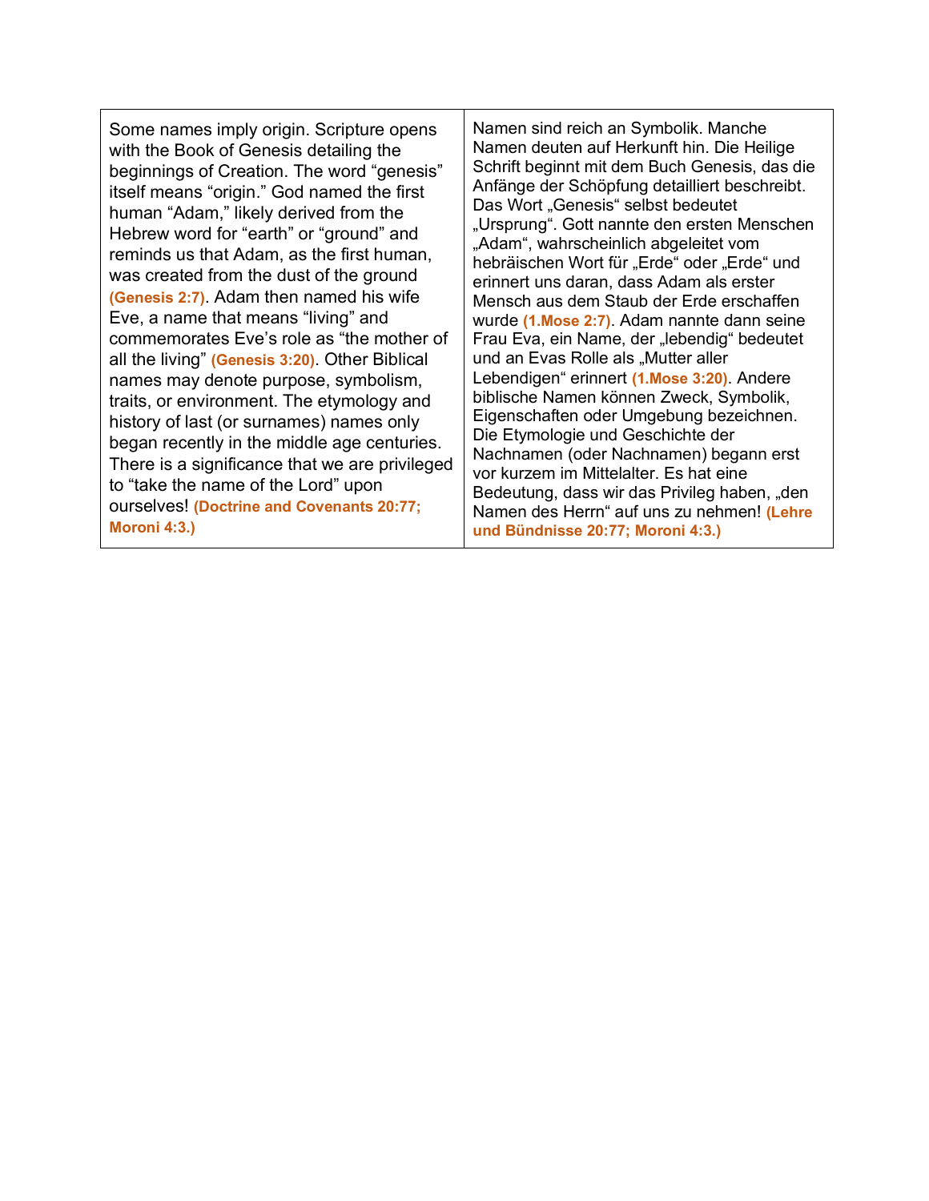| | |
|---|---|
| Some names imply origin. Scripture opens with the Book of Genesis detailing the beginnings of Creation. The word “genesis” itself means “origin.” God named the first human “Adam,” likely derived from the Hebrew word for “earth” or “ground” and reminds us that Adam, as the first human, was created from the dust of the ground **(Genesis 2:7)**. Adam then named his wife Eve, a name that means “living” and commemorates Eve’s role as “the mother of all the living” **(Genesis 3:20)**. Other Biblical names may denote purpose, symbolism, traits, or environment. The etymology and history of last (or surnames) names only began recently in the middle age centuries. There is a significance that we are privileged to “take the name of the Lord” upon ourselves! **(Doctrine and Covenants 20:77; Moroni 4:3.)** | Namen sind reich an Symbolik. Manche Namen deuten auf Herkunft hin. Die Heilige Schrift beginnt mit dem Buch Genesis, das die Anfänge der Schöpfung detailliert beschreibt. Das Wort „Genesis“ selbst bedeutet „Ursprung“. Gott nannte den ersten Menschen „Adam“, wahrscheinlich abgeleitet vom hebräischen Wort für „Erde“ oder „Erde“ und erinnert uns daran, dass Adam als erster Mensch aus dem Staub der Erde erschaffen wurde **(1.Mose 2:7)**. Adam nannte dann seine Frau Eva, ein Name, der „lebendig“ bedeutet und an Evas Rolle als „Mutter aller Lebendigen“ erinnert **(1.Mose 3:20)**. Andere biblische Namen können Zweck, Symbolik, Eigenschaften oder Umgebung bezeichnen. Die Etymologie und Geschichte der Nachnamen (oder Nachnamen) begann erst vor kurzem im Mittelalter. Es hat eine Bedeutung, dass wir das Privileg haben, „den Namen des Herrn“ auf uns zu nehmen! **(Lehre und Bündnisse 20:77; Moroni 4:3.)** |